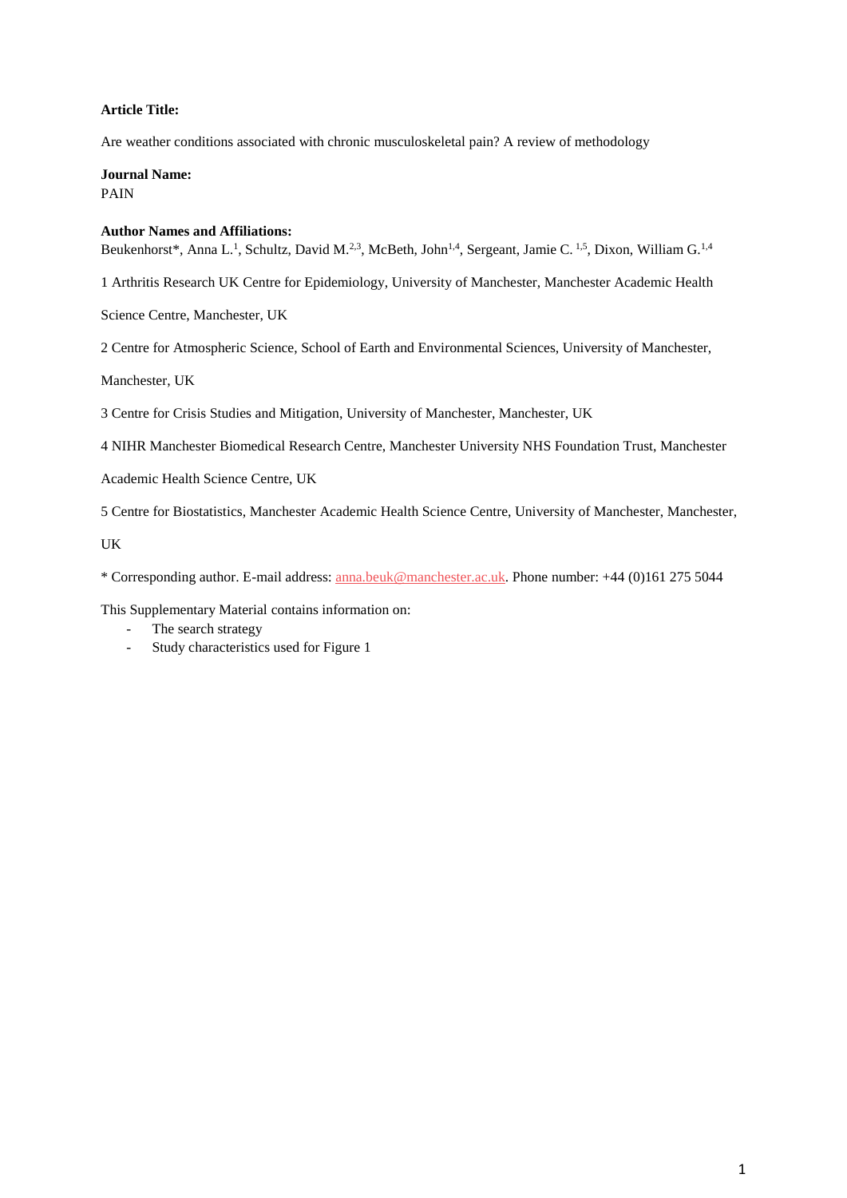**Article Title:**

Are weather conditions associated with chronic musculoskeletal pain? A review of methodology

**Journal Name:**
PAIN

**Author Names and Affiliations:**
Beukenhorst*, Anna L.[1], Schultz, David M.[2,3], McBeth, John[1,4], Sergeant, Jamie C. [1,5], Dixon, William G.[1,4]

1 Arthritis Research UK Centre for Epidemiology, University of Manchester, Manchester Academic Health Science Centre, Manchester, UK

2 Centre for Atmospheric Science, School of Earth and Environmental Sciences, University of Manchester, Manchester, UK

3 Centre for Crisis Studies and Mitigation, University of Manchester, Manchester, UK

4 NIHR Manchester Biomedical Research Centre, Manchester University NHS Foundation Trust, Manchester Academic Health Science Centre, UK

5 Centre for Biostatistics, Manchester Academic Health Science Centre, University of Manchester, Manchester, UK

* Corresponding author. E-mail address: anna.beuk@manchester.ac.uk. Phone number: +44 (0)161 275 5044

This Supplementary Material contains information on:

- The search strategy
- Study characteristics used for Figure 1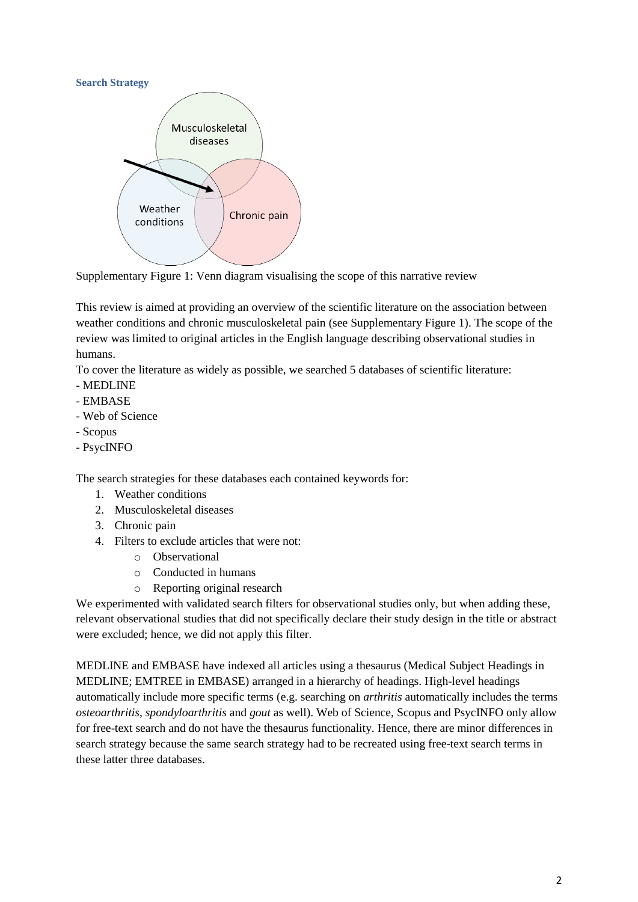### Search Strategy

Supplementary Figure 1: Venn diagram visualising the scope of this narrative review

This review is aimed at providing an overview of the scientific literature on the association between weather conditions and chronic musculoskeletal pain (see Supplementary Figure 1). The scope of the review was limited to original articles in the English language describing observational studies in humans.

To cover the literature as widely as possible, we searched 5 databases of scientific literature:

- MEDLINE
- EMBASE
- Web of Science
- Scopus
- PsycINFO

The search strategies for these databases each contained keywords for:

1. Weather conditions
2. Musculoskeletal diseases
3. Chronic pain
4. Filters to exclude articles that were not:
    - Observational
    - Conducted in humans
    - Reporting original research

We experimented with validated search filters for observational studies only, but when adding these, relevant observational studies that did not specifically declare their study design in the title or abstract were excluded; hence, we did not apply this filter.

MEDLINE and EMBASE have indexed all articles using a thesaurus (Medical Subject Headings in MEDLINE; EMTREE in EMBASE) arranged in a hierarchy of headings. High-level headings automatically include more specific terms (e.g. searching on *arthritis* automatically includes the terms *osteoarthritis*, *spondyloarthritis* and *gout* as well). Web of Science, Scopus and PsycINFO only allow for free-text search and do not have the thesaurus functionality. Hence, there are minor differences in search strategy because the same search strategy had to be recreated using free-text search terms in these latter three databases.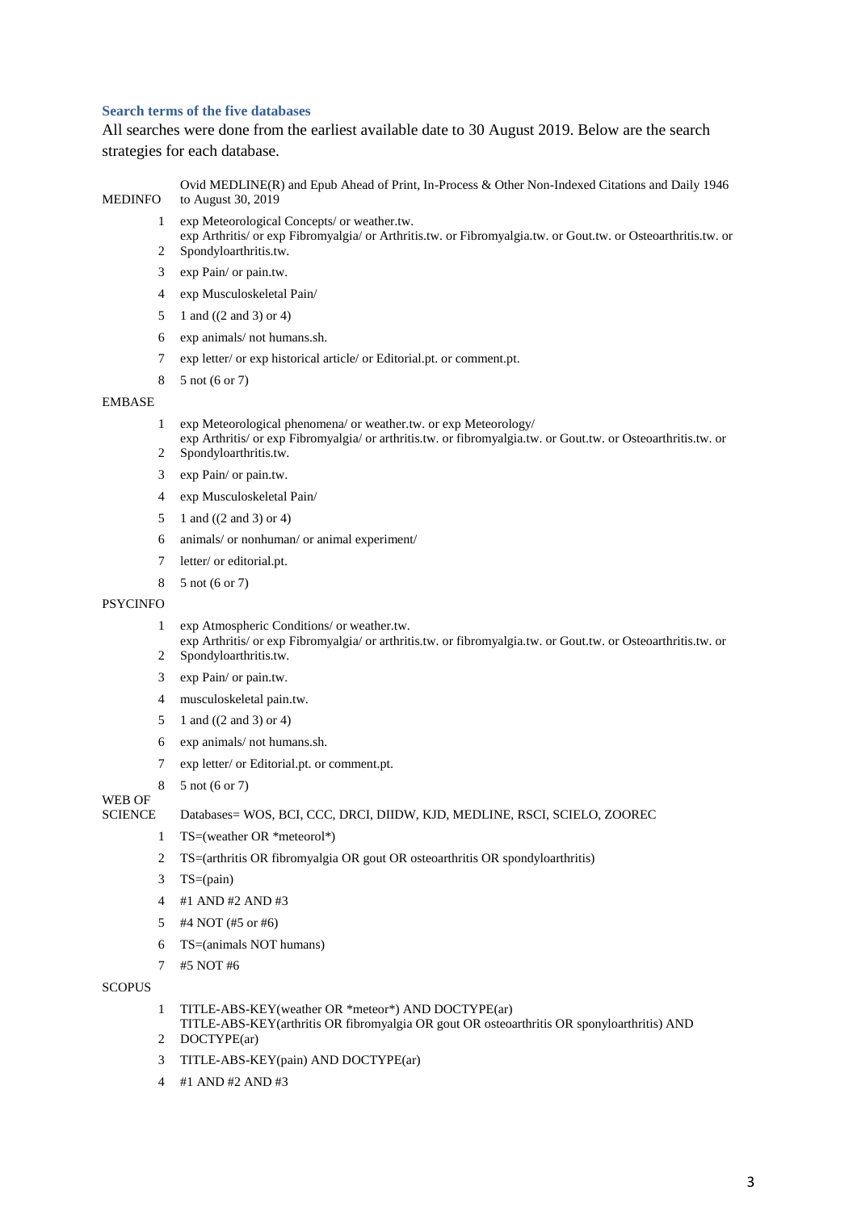### Search terms of the five databases

All searches were done from the earliest available date to 30 August 2019. Below are the search strategies for each database.

**MEDINFO** — Ovid MEDLINE(R) and Epub Ahead of Print, In-Process & Other Non-Indexed Citations and Daily 1946 to August 30, 2019

1. exp Meteorological Concepts/ or weather.tw.
2. exp Arthritis/ or exp Fibromyalgia/ or Arthritis.tw. or Fibromyalgia.tw. or Gout.tw. or Osteoarthritis.tw. or Spondyloarthritis.tw.
3. exp Pain/ or pain.tw.
4. exp Musculoskeletal Pain/
5. 1 and ((2 and 3) or 4)
6. exp animals/ not humans.sh.
7. exp letter/ or exp historical article/ or Editorial.pt. or comment.pt.
8. 5 not (6 or 7)

**EMBASE**

1. exp Meteorological phenomena/ or weather.tw. or exp Meteorology/
2. exp Arthritis/ or exp Fibromyalgia/ or arthritis.tw. or fibromyalgia.tw. or Gout.tw. or Osteoarthritis.tw. or Spondyloarthritis.tw.
3. exp Pain/ or pain.tw.
4. exp Musculoskeletal Pain/
5. 1 and ((2 and 3) or 4)
6. animals/ or nonhuman/ or animal experiment/
7. letter/ or editorial.pt.
8. 5 not (6 or 7)

**PSYCINFO**

1. exp Atmospheric Conditions/ or weather.tw.
2. exp Arthritis/ or exp Fibromyalgia/ or arthritis.tw. or fibromyalgia.tw. or Gout.tw. or Osteoarthritis.tw. or Spondyloarthritis.tw.
3. exp Pain/ or pain.tw.
4. musculoskeletal pain.tw.
5. 1 and ((2 and 3) or 4)
6. exp animals/ not humans.sh.
7. exp letter/ or Editorial.pt. or comment.pt.
8. 5 not (6 or 7)

**WEB OF SCIENCE** — Databases= WOS, BCI, CCC, DRCI, DIIDW, KJD, MEDLINE, RSCI, SCIELO, ZOOREC

1. TS=(weather OR *meteorol*)
2. TS=(arthritis OR fibromyalgia OR gout OR osteoarthritis OR spondyloarthritis)
3. TS=(pain)
4. #1 AND #2 AND #3
5. #4 NOT (#5 or #6)
6. TS=(animals NOT humans)
7. #5 NOT #6

**SCOPUS**

1. TITLE-ABS-KEY(weather OR *meteor*) AND DOCTYPE(ar)
2. TITLE-ABS-KEY(arthritis OR fibromyalgia OR gout OR osteoarthritis OR sponyloarthritis) AND DOCTYPE(ar)
3. TITLE-ABS-KEY(pain) AND DOCTYPE(ar)
4. #1 AND #2 AND #3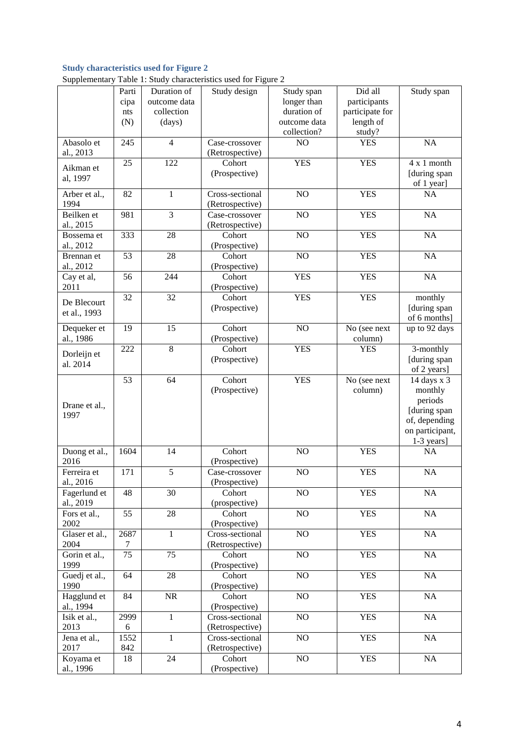### Study characteristics used for Figure 2

Supplementary Table 1: Study characteristics used for Figure 2

| | Participants (N) | Duration of outcome data collection (days) | Study design | Study span longer than duration of outcome data collection? | Did all participants participate for length of study? | Study span |
|---|---|---|---|---|---|---|
| Abasolo et al., 2013 | 245 | 4 | Case-crossover (Retrospective) | NO | YES | NA |
| Aikman et al, 1997 | 25 | 122 | Cohort (Prospective) | YES | YES | 4 x 1 month [during span of 1 year] |
| Arber et al., 1994 | 82 | 1 | Cross-sectional (Retrospective) | NO | YES | NA |
| Beilken et al., 2015 | 981 | 3 | Case-crossover (Retrospective) | NO | YES | NA |
| Bossema et al., 2012 | 333 | 28 | Cohort (Prospective) | NO | YES | NA |
| Brennan et al., 2012 | 53 | 28 | Cohort (Prospective) | NO | YES | NA |
| Cay et al, 2011 | 56 | 244 | Cohort (Prospective) | YES | YES | NA |
| De Blecourt et al., 1993 | 32 | 32 | Cohort (Prospective) | YES | YES | monthly [during span of 6 months] |
| Dequeker et al., 1986 | 19 | 15 | Cohort (Prospective) | NO | No (see next column) | up to 92 days |
| Dorleijn et al. 2014 | 222 | 8 | Cohort (Prospective) | YES | YES | 3-monthly [during span of 2 years] |
| Drane et al., 1997 | 53 | 64 | Cohort (Prospective) | YES | No (see next column) | 14 days x 3 monthly periods [during span of, depending on participant, 1-3 years] |
| Duong et al., 2016 | 1604 | 14 | Cohort (Prospective) | NO | YES | NA |
| Ferreira et al., 2016 | 171 | 5 | Case-crossover (Prospective) | NO | YES | NA |
| Fagerlund et al., 2019 | 48 | 30 | Cohort (prospective) | NO | YES | NA |
| Fors et al., 2002 | 55 | 28 | Cohort (Prospective) | NO | YES | NA |
| Glaser et al., 2004 | 26877 | 1 | Cross-sectional (Retrospective) | NO | YES | NA |
| Gorin et al., 1999 | 75 | 75 | Cohort (Prospective) | NO | YES | NA |
| Guedj et al., 1990 | 64 | 28 | Cohort (Prospective) | NO | YES | NA |
| Hagglund et al., 1994 | 84 | NR | Cohort (Prospective) | NO | YES | NA |
| Isik et al., 2013 | 29996 | 1 | Cross-sectional (Retrospective) | NO | YES | NA |
| Jena et al., 2017 | 1552842 | 1 | Cross-sectional (Retrospective) | NO | YES | NA |
| Koyama et al., 1996 | 18 | 24 | Cohort (Prospective) | NO | YES | NA |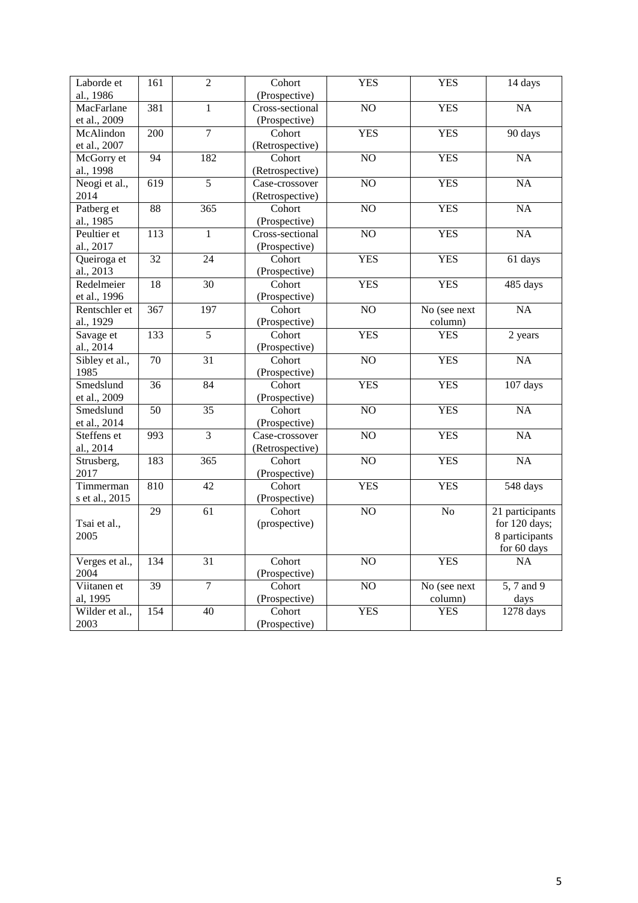| | | | | | | |
|---|---|---|---|---|---|---|
| Laborde et al., 1986 | 161 | 2 | Cohort (Prospective) | YES | YES | 14 days |
| MacFarlane et al., 2009 | 381 | 1 | Cross-sectional (Prospective) | NO | YES | NA |
| McAlindon et al., 2007 | 200 | 7 | Cohort (Retrospective) | YES | YES | 90 days |
| McGorry et al., 1998 | 94 | 182 | Cohort (Retrospective) | NO | YES | NA |
| Neogi et al., 2014 | 619 | 5 | Case-crossover (Retrospective) | NO | YES | NA |
| Patberg et al., 1985 | 88 | 365 | Cohort (Prospective) | NO | YES | NA |
| Peultier et al., 2017 | 113 | 1 | Cross-sectional (Prospective) | NO | YES | NA |
| Queiroga et al., 2013 | 32 | 24 | Cohort (Prospective) | YES | YES | 61 days |
| Redelmeier et al., 1996 | 18 | 30 | Cohort (Prospective) | YES | YES | 485 days |
| Rentschler et al., 1929 | 367 | 197 | Cohort (Prospective) | NO | No (see next column) | NA |
| Savage et al., 2014 | 133 | 5 | Cohort (Prospective) | YES | YES | 2 years |
| Sibley et al., 1985 | 70 | 31 | Cohort (Prospective) | NO | YES | NA |
| Smedslund et al., 2009 | 36 | 84 | Cohort (Prospective) | YES | YES | 107 days |
| Smedslund et al., 2014 | 50 | 35 | Cohort (Prospective) | NO | YES | NA |
| Steffens et al., 2014 | 993 | 3 | Case-crossover (Retrospective) | NO | YES | NA |
| Strusberg, 2017 | 183 | 365 | Cohort (Prospective) | NO | YES | NA |
| Timmermans et al., 2015 | 810 | 42 | Cohort (Prospective) | YES | YES | 548 days |
| Tsai et al., 2005 | 29 | 61 | Cohort (prospective) | NO | No | 21 participants for 120 days; 8 participants for 60 days |
| Verges et al., 2004 | 134 | 31 | Cohort (Prospective) | NO | YES | NA |
| Viitanen et al, 1995 | 39 | 7 | Cohort (Prospective) | NO | No (see next column) | 5, 7 and 9 days |
| Wilder et al., 2003 | 154 | 40 | Cohort (Prospective) | YES | YES | 1278 days |